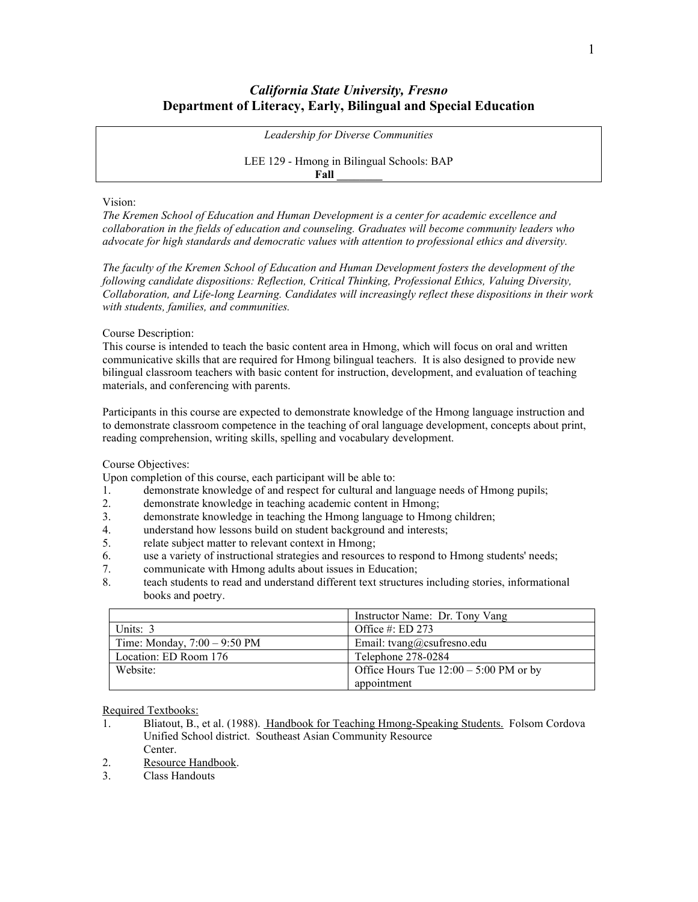# *California State University, Fresno*
## Department of Literacy, Early, Bilingual and Special Education

*Leadership for Diverse Communities*

LEE 129 - Hmong in Bilingual Schools: BAP

**Fall ________**

Vision:

*The Kremen School of Education and Human Development is a center for academic excellence and collaboration in the fields of education and counseling. Graduates will become community leaders who advocate for high standards and democratic values with attention to professional ethics and diversity.*

*The faculty of the Kremen School of Education and Human Development fosters the development of the following candidate dispositions: Reflection, Critical Thinking, Professional Ethics, Valuing Diversity, Collaboration, and Life-long Learning. Candidates will increasingly reflect these dispositions in their work with students, families, and communities.*

Course Description:

This course is intended to teach the basic content area in Hmong, which will focus on oral and written communicative skills that are required for Hmong bilingual teachers. It is also designed to provide new bilingual classroom teachers with basic content for instruction, development, and evaluation of teaching materials, and conferencing with parents.

Participants in this course are expected to demonstrate knowledge of the Hmong language instruction and to demonstrate classroom competence in the teaching of oral language development, concepts about print, reading comprehension, writing skills, spelling and vocabulary development.

Course Objectives:

Upon completion of this course, each participant will be able to:

1. demonstrate knowledge of and respect for cultural and language needs of Hmong pupils;
2. demonstrate knowledge in teaching academic content in Hmong;
3. demonstrate knowledge in teaching the Hmong language to Hmong children;
4. understand how lessons build on student background and interests;
5. relate subject matter to relevant context in Hmong;
6. use a variety of instructional strategies and resources to respond to Hmong students' needs;
7. communicate with Hmong adults about issues in Education;
8. teach students to read and understand different text structures including stories, informational books and poetry.

| | Instructor Name: Dr. Tony Vang |
|---|---|
| Units: 3 | Office #: ED 273 |
| Time: Monday, 7:00 – 9:50 PM | Email: tvang@csufresno.edu |
| Location: ED Room 176 | Telephone 278-0284 |
| Website: | Office Hours Tue 12:00 – 5:00 PM or by appointment |

Required Textbooks:

1. Bliatout, B., et al. (1988). Handbook for Teaching Hmong-Speaking Students. Folsom Cordova Unified School district. Southeast Asian Community Resource Center.
2. Resource Handbook.
3. Class Handouts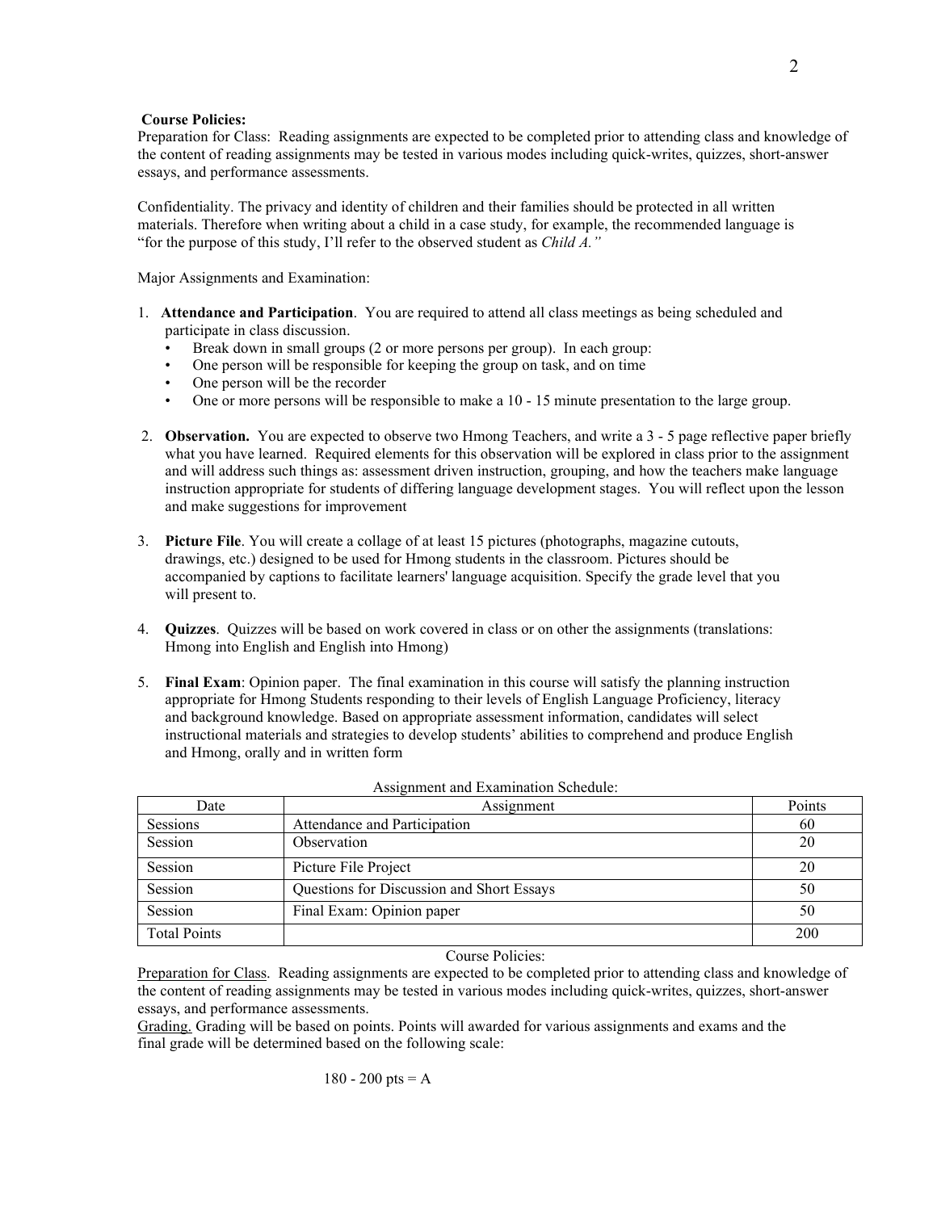**Course Policies:**

Preparation for Class: Reading assignments are expected to be completed prior to attending class and knowledge of the content of reading assignments may be tested in various modes including quick-writes, quizzes, short-answer essays, and performance assessments.

Confidentiality. The privacy and identity of children and their families should be protected in all written materials. Therefore when writing about a child in a case study, for example, the recommended language is "for the purpose of this study, I'll refer to the observed student as *Child A."*

Major Assignments and Examination:

1. **Attendance and Participation**. You are required to attend all class meetings as being scheduled and participate in class discussion.
   - Break down in small groups (2 or more persons per group). In each group:
   - One person will be responsible for keeping the group on task, and on time
   - One person will be the recorder
   - One or more persons will be responsible to make a 10 - 15 minute presentation to the large group.

2. **Observation.** You are expected to observe two Hmong Teachers, and write a 3 - 5 page reflective paper briefly what you have learned. Required elements for this observation will be explored in class prior to the assignment and will address such things as: assessment driven instruction, grouping, and how the teachers make language instruction appropriate for students of differing language development stages. You will reflect upon the lesson and make suggestions for improvement

3. **Picture File**. You will create a collage of at least 15 pictures (photographs, magazine cutouts, drawings, etc.) designed to be used for Hmong students in the classroom. Pictures should be accompanied by captions to facilitate learners' language acquisition. Specify the grade level that you will present to.

4. **Quizzes**. Quizzes will be based on work covered in class or on other the assignments (translations: Hmong into English and English into Hmong)

5. **Final Exam**: Opinion paper. The final examination in this course will satisfy the planning instruction appropriate for Hmong Students responding to their levels of English Language Proficiency, literacy and background knowledge. Based on appropriate assessment information, candidates will select instructional materials and strategies to develop students' abilities to comprehend and produce English and Hmong, orally and in written form

Assignment and Examination Schedule:

| Date | Assignment | Points |
|---|---|---|
| Sessions | Attendance and Participation | 60 |
| Session | Observation | 20 |
| Session | Picture File Project | 20 |
| Session | Questions for Discussion and Short Essays | 50 |
| Session | Final Exam: Opinion paper | 50 |
| Total Points | | 200 |

Course Policies:

Preparation for Class. Reading assignments are expected to be completed prior to attending class and knowledge of the content of reading assignments may be tested in various modes including quick-writes, quizzes, short-answer essays, and performance assessments.

Grading. Grading will be based on points. Points will awarded for various assignments and exams and the final grade will be determined based on the following scale:

180 - 200 pts = A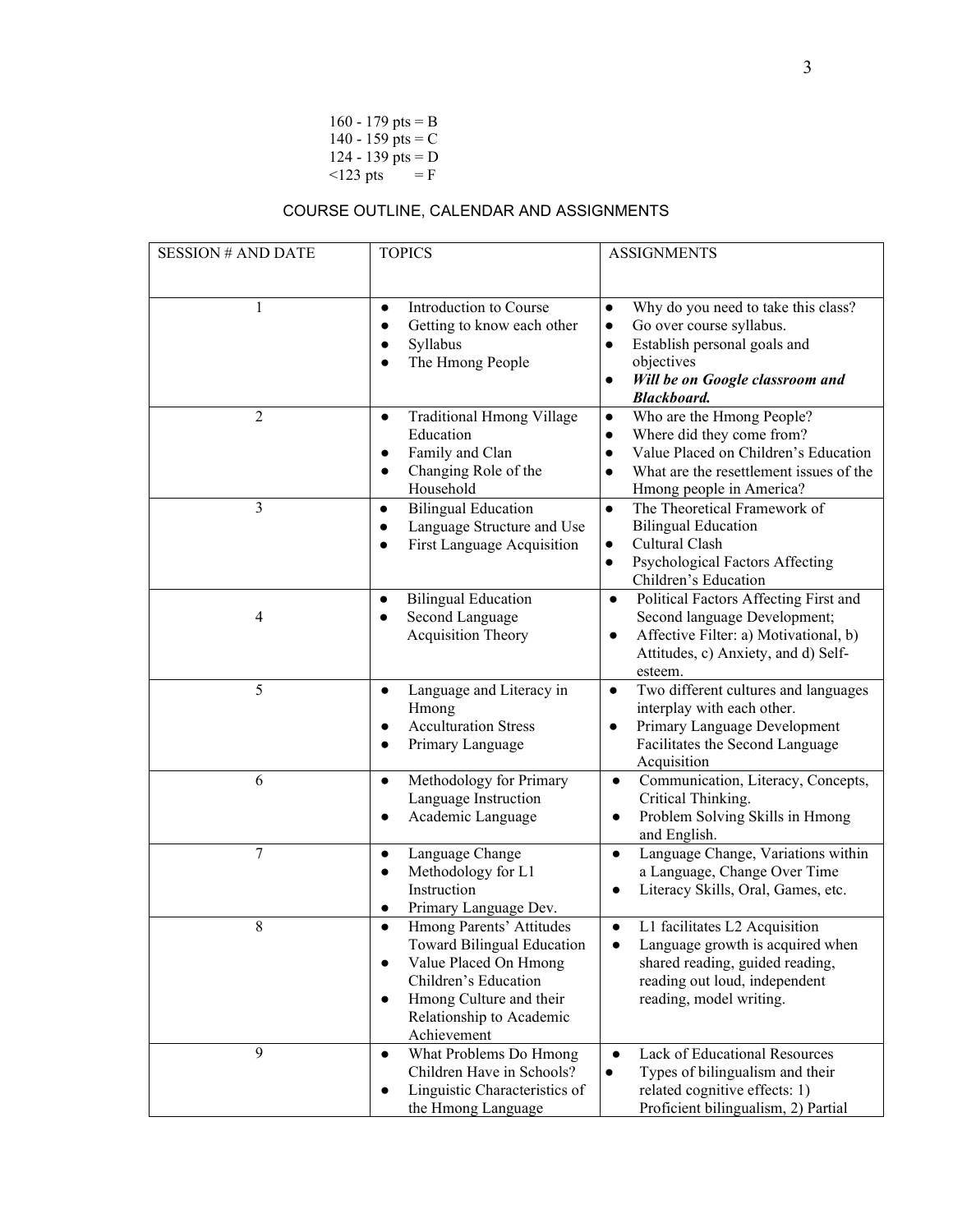160 - 179 pts = B
140 - 159 pts = C
124 - 139 pts = D
<123 pts = F

## COURSE OUTLINE, CALENDAR AND ASSIGNMENTS

| SESSION # AND DATE | TOPICS | ASSIGNMENTS |
|---|---|---|
| 1 | • Introduction to Course<br>• Getting to know each other<br>• Syllabus<br>• The Hmong People | • Why do you need to take this class?<br>• Go over course syllabus.<br>• Establish personal goals and objectives<br>• ***Will be on Google classroom and Blackboard.*** |
| 2 | • Traditional Hmong Village Education<br>• Family and Clan<br>• Changing Role of the Household | • Who are the Hmong People?<br>• Where did they come from?<br>• Value Placed on Children's Education<br>• What are the resettlement issues of the Hmong people in America? |
| 3 | • Bilingual Education<br>• Language Structure and Use<br>• First Language Acquisition | • The Theoretical Framework of Bilingual Education<br>• Cultural Clash<br>• Psychological Factors Affecting Children's Education |
| 4 | • Bilingual Education<br>• Second Language Acquisition Theory | • Political Factors Affecting First and Second language Development;<br>• Affective Filter: a) Motivational, b) Attitudes, c) Anxiety, and d) Self-esteem. |
| 5 | • Language and Literacy in Hmong<br>• Acculturation Stress<br>• Primary Language | • Two different cultures and languages interplay with each other.<br>• Primary Language Development Facilitates the Second Language Acquisition |
| 6 | • Methodology for Primary Language Instruction<br>• Academic Language | • Communication, Literacy, Concepts, Critical Thinking.<br>• Problem Solving Skills in Hmong and English. |
| 7 | • Language Change<br>• Methodology for L1 Instruction<br>• Primary Language Dev. | • Language Change, Variations within a Language, Change Over Time<br>• Literacy Skills, Oral, Games, etc. |
| 8 | • Hmong Parents' Attitudes Toward Bilingual Education<br>• Value Placed On Hmong Children's Education<br>• Hmong Culture and their Relationship to Academic Achievement | • L1 facilitates L2 Acquisition<br>• Language growth is acquired when shared reading, guided reading, reading out loud, independent reading, model writing. |
| 9 | • What Problems Do Hmong Children Have in Schools?<br>• Linguistic Characteristics of the Hmong Language | • Lack of Educational Resources<br>• Types of bilingualism and their related cognitive effects: 1) Proficient bilingualism, 2) Partial |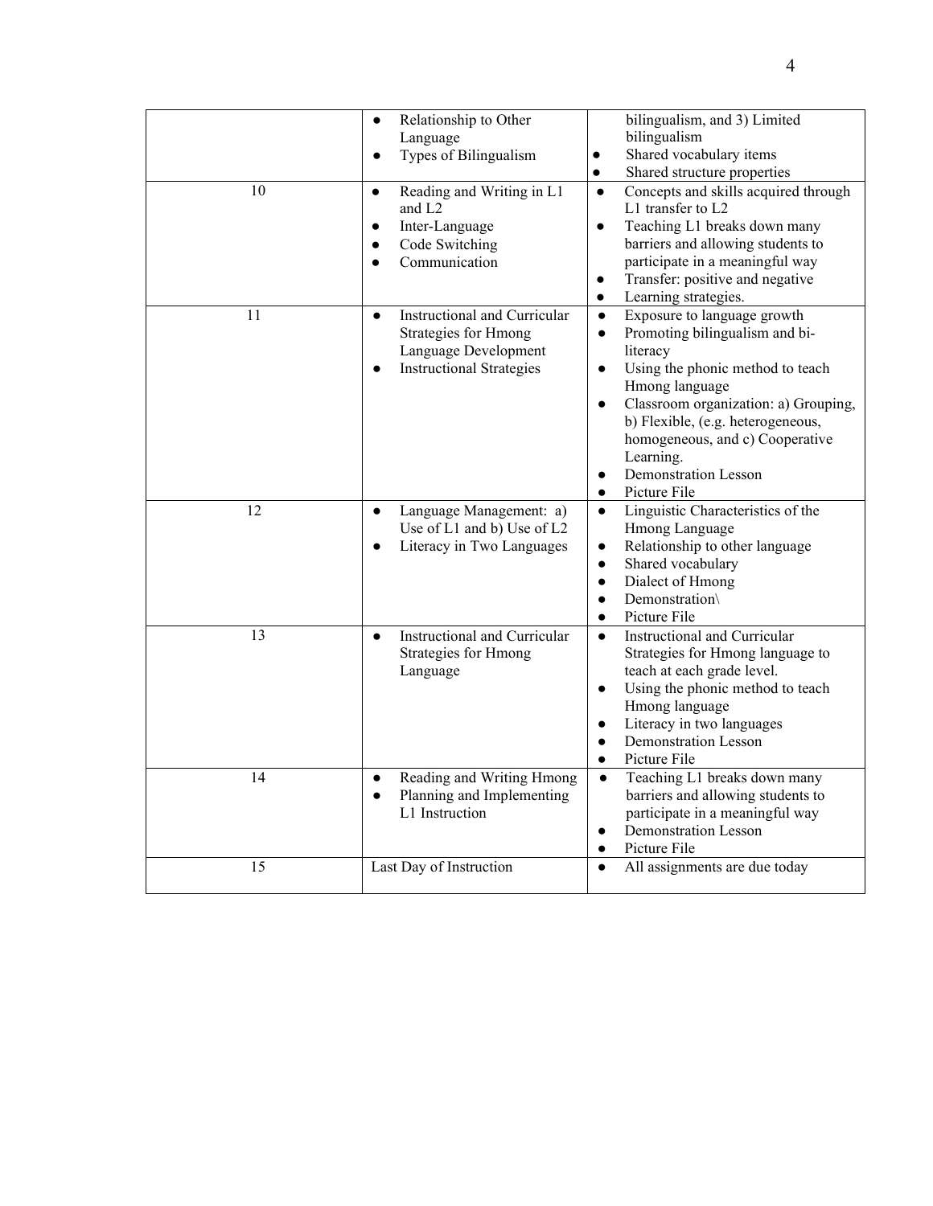| | | |
|---|---|---|
| | • Relationship to Other Language<br>• Types of Bilingualism | bilingualism, and 3) Limited bilingualism<br>• Shared vocabulary items<br>• Shared structure properties |
| 10 | • Reading and Writing in L1 and L2<br>• Inter-Language<br>• Code Switching<br>• Communication | • Concepts and skills acquired through L1 transfer to L2<br>• Teaching L1 breaks down many barriers and allowing students to participate in a meaningful way<br>• Transfer: positive and negative<br>• Learning strategies. |
| 11 | • Instructional and Curricular Strategies for Hmong Language Development<br>• Instructional Strategies | • Exposure to language growth<br>• Promoting bilingualism and bi-literacy<br>• Using the phonic method to teach Hmong language<br>• Classroom organization: a) Grouping, b) Flexible, (e.g. heterogeneous, homogeneous, and c) Cooperative Learning.<br>• Demonstration Lesson<br>• Picture File |
| 12 | • Language Management: a) Use of L1 and b) Use of L2<br>• Literacy in Two Languages | • Linguistic Characteristics of the Hmong Language<br>• Relationship to other language<br>• Shared vocabulary<br>• Dialect of Hmong<br>• Demonstration\<br>• Picture File |
| 13 | • Instructional and Curricular Strategies for Hmong Language | • Instructional and Curricular Strategies for Hmong language to teach at each grade level.<br>• Using the phonic method to teach Hmong language<br>• Literacy in two languages<br>• Demonstration Lesson<br>• Picture File |
| 14 | • Reading and Writing Hmong<br>• Planning and Implementing L1 Instruction | • Teaching L1 breaks down many barriers and allowing students to participate in a meaningful way<br>• Demonstration Lesson<br>• Picture File |
| 15 | Last Day of Instruction | • All assignments are due today |